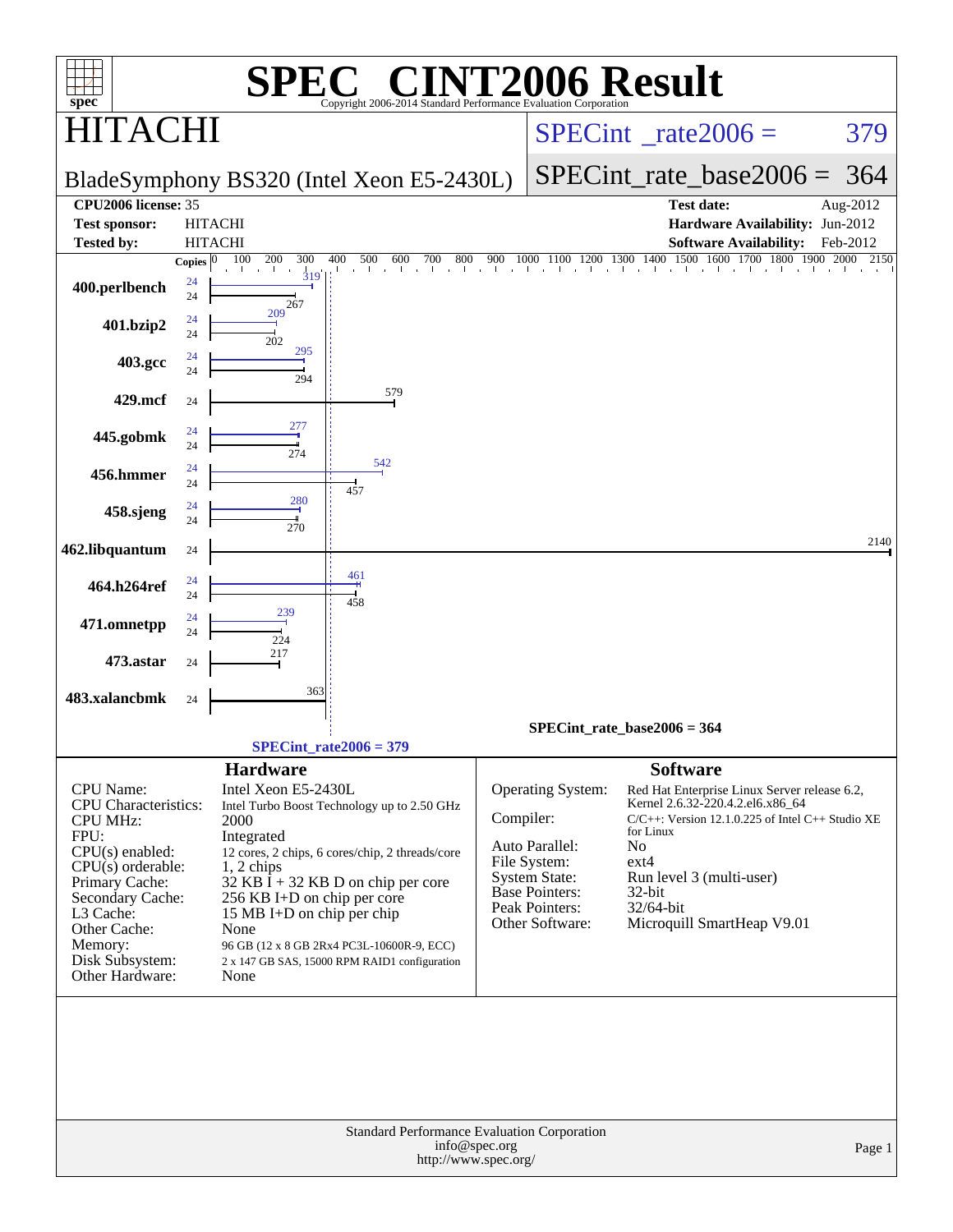# SPEC CINT2006 Result

Copyright 2006-2014 Standard Performance Evaluation Corporation

## HITACHI

**SPECint_rate2006 = 379**

BladeSymphony BS320 (Intel Xeon E5-2430L)

**SPECint_rate_base2006 = 364**

| | | | |
|---|---|---|---|
| **CPU2006 license:** | 35 | **Test date:** | Aug-2012 |
| **Test sponsor:** | HITACHI | **Hardware Availability:** | Jun-2012 |
| **Tested by:** | HITACHI | **Software Availability:** | Feb-2012 |

| Benchmark | Copies (peak) | Peak | Copies (base) | Base |
|---|---|---|---|---|
| 400.perlbench | 24 | 319 | 24 | 267 |
| 401.bzip2 | 24 | 209 | 24 | 202 |
| 403.gcc | 24 | 295 | 24 | 294 |
| 429.mcf | | | 24 | 579 |
| 445.gobmk | 24 | 277 | 24 | 274 |
| 456.hmmer | 24 | 542 | 24 | 457 |
| 458.sjeng | 24 | 280 | 24 | 270 |
| 462.libquantum | | | 24 | 2140 |
| 464.h264ref | 24 | 461 | 24 | 458 |
| 471.omnetpp | 24 | 239 | 24 | 224 |
| 473.astar | | | 24 | 217 |
| 483.xalancbmk | | | 24 | 363 |

SPECint_rate_base2006 = 364

SPECint_rate2006 = 379

## Hardware

| | |
|---|---|
| CPU Name: | Intel Xeon E5-2430L |
| CPU Characteristics: | Intel Turbo Boost Technology up to 2.50 GHz |
| CPU MHz: | 2000 |
| FPU: | Integrated |
| CPU(s) enabled: | 12 cores, 2 chips, 6 cores/chip, 2 threads/core |
| CPU(s) orderable: | 1, 2 chips |
| Primary Cache: | 32 KB I + 32 KB D on chip per core |
| Secondary Cache: | 256 KB I+D on chip per core |
| L3 Cache: | 15 MB I+D on chip per chip |
| Other Cache: | None |
| Memory: | 96 GB (12 x 8 GB 2Rx4 PC3L-10600R-9, ECC) |
| Disk Subsystem: | 2 x 147 GB SAS, 15000 RPM RAID1 configuration |
| Other Hardware: | None |

## Software

| | |
|---|---|
| Operating System: | Red Hat Enterprise Linux Server release 6.2, Kernel 2.6.32-220.4.2.el6.x86_64 |
| Compiler: | C/C++: Version 12.1.0.225 of Intel C++ Studio XE for Linux |
| Auto Parallel: | No |
| File System: | ext4 |
| System State: | Run level 3 (multi-user) |
| Base Pointers: | 32-bit |
| Peak Pointers: | 32/64-bit |
| Other Software: | Microquill SmartHeap V9.01 |

Standard Performance Evaluation Corporation
info@spec.org
http://www.spec.org/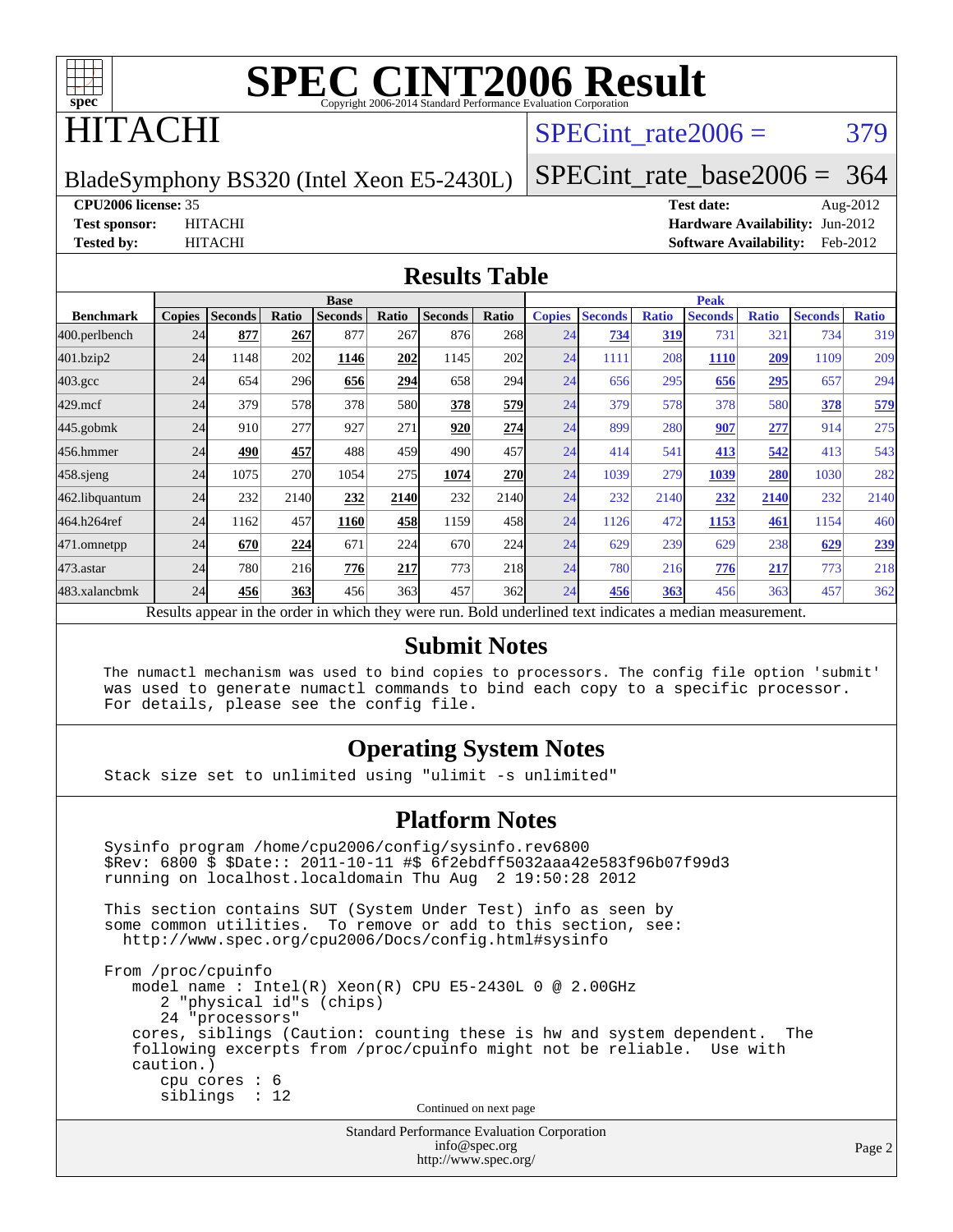# SPEC CINT2006 Result

Copyright 2006-2014 Standard Performance Evaluation Corporation

# HITACHI

BladeSymphony BS320 (Intel Xeon E5-2430L)

SPECint_rate2006 = 379

SPECint_rate_base2006 = 364

**CPU2006 license:** 35
**Test sponsor:** HITACHI
**Tested by:** HITACHI

**Test date:** Aug-2012
**Hardware Availability:** Jun-2012
**Software Availability:** Feb-2012

## Results Table

| Benchmark | Base | | | | | | | Peak | | | | | | |
|---|---|---|---|---|---|---|---|---|---|---|---|---|---|---|
| | Copies | Seconds | Ratio | Seconds | Ratio | Seconds | Ratio | Copies | Seconds | Ratio | Seconds | Ratio | Seconds | Ratio |
| 400.perlbench | 24 | **877** | **267** | 877 | 267 | 876 | 268 | 24 | **734** | **319** | 731 | 321 | 734 | 319 |
| 401.bzip2 | 24 | 1148 | 202 | **1146** | **202** | 1145 | 202 | 24 | 1111 | 208 | **1110** | **209** | 1109 | 209 |
| 403.gcc | 24 | 654 | 296 | **656** | **294** | 658 | 294 | 24 | 656 | 295 | **656** | **295** | 657 | 294 |
| 429.mcf | 24 | 379 | 578 | 378 | 580 | **378** | **579** | 24 | 379 | 578 | 378 | 580 | **378** | **579** |
| 445.gobmk | 24 | 910 | 277 | 927 | 271 | **920** | **274** | 24 | 899 | 280 | **907** | **277** | 914 | 275 |
| 456.hmmer | 24 | **490** | **457** | 488 | 459 | 490 | 457 | 24 | 414 | 541 | **413** | **542** | 413 | 543 |
| 458.sjeng | 24 | 1075 | 270 | 1054 | 275 | **1074** | **270** | 24 | 1039 | 279 | **1039** | **280** | 1030 | 282 |
| 462.libquantum | 24 | 232 | 2140 | **232** | **2140** | 232 | 2140 | 24 | 232 | 2140 | **232** | **2140** | 232 | 2140 |
| 464.h264ref | 24 | 1162 | 457 | **1160** | **458** | 1159 | 458 | 24 | 1126 | 472 | **1153** | **461** | 1154 | 460 |
| 471.omnetpp | 24 | **670** | **224** | 671 | 224 | 670 | 224 | 24 | 629 | 239 | 629 | 238 | **629** | **239** |
| 473.astar | 24 | 780 | 216 | **776** | **217** | 773 | 218 | 24 | 780 | 216 | **776** | **217** | 773 | 218 |
| 483.xalancbmk | 24 | **456** | **363** | 456 | 363 | 457 | 362 | 24 | **456** | **363** | 456 | 363 | 457 | 362 |

Results appear in the order in which they were run. Bold underlined text indicates a median measurement.

## Submit Notes

```
The numactl mechanism was used to bind copies to processors. The config file option 'submit'
was used to generate numactl commands to bind each copy to a specific processor.
For details, please see the config file.
```

## Operating System Notes

```
Stack size set to unlimited using "ulimit -s unlimited"
```

## Platform Notes

```
Sysinfo program /home/cpu2006/config/sysinfo.rev6800
$Rev: 6800 $ $Date:: 2011-10-11 #$ 6f2ebdff5032aaa42e583f96b07f99d3
running on localhost.localdomain Thu Aug  2 19:50:28 2012

This section contains SUT (System Under Test) info as seen by
some common utilities.  To remove or add to this section, see:
  http://www.spec.org/cpu2006/Docs/config.html#sysinfo

From /proc/cpuinfo
   model name : Intel(R) Xeon(R) CPU E5-2430L 0 @ 2.00GHz
      2 "physical id"s (chips)
      24 "processors"
   cores, siblings (Caution: counting these is hw and system dependent.  The
   following excerpts from /proc/cpuinfo might not be reliable.  Use with
   caution.)
      cpu cores : 6
      siblings  : 12
```

Continued on next page

Standard Performance Evaluation Corporation
info@spec.org
http://www.spec.org/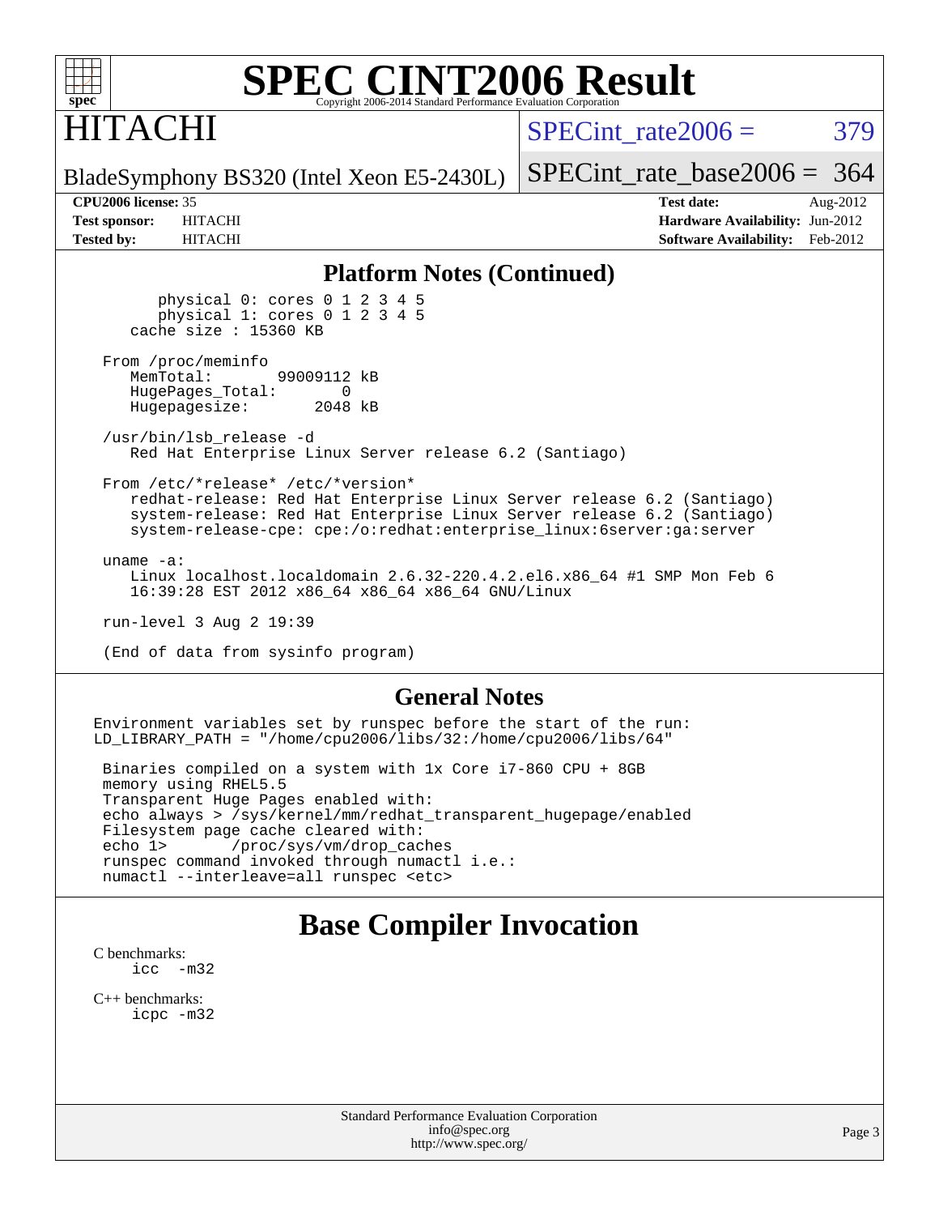## Platform Notes (Continued)

```
        physical 0: cores 0 1 2 3 4 5
        physical 1: cores 0 1 2 3 4 5
    cache size : 15360 KB

 From /proc/meminfo
    MemTotal:       99009112 kB
    HugePages_Total:       0
    Hugepagesize:       2048 kB

 /usr/bin/lsb_release -d
    Red Hat Enterprise Linux Server release 6.2 (Santiago)

 From /etc/*release* /etc/*version*
    redhat-release: Red Hat Enterprise Linux Server release 6.2 (Santiago)
    system-release: Red Hat Enterprise Linux Server release 6.2 (Santiago)
    system-release-cpe: cpe:/o:redhat:enterprise_linux:6server:ga:server

 uname -a:
    Linux localhost.localdomain 2.6.32-220.4.2.el6.x86_64 #1 SMP Mon Feb 6
    16:39:28 EST 2012 x86_64 x86_64 x86_64 GNU/Linux

 run-level 3 Aug 2 19:39

 (End of data from sysinfo program)
```

## General Notes

```
Environment variables set by runspec before the start of the run:
LD_LIBRARY_PATH = "/home/cpu2006/libs/32:/home/cpu2006/libs/64"

 Binaries compiled on a system with 1x Core i7-860 CPU + 8GB
 memory using RHEL5.5
 Transparent Huge Pages enabled with:
 echo always > /sys/kernel/mm/redhat_transparent_hugepage/enabled
 Filesystem page cache cleared with:
 echo 1>       /proc/sys/vm/drop_caches
 runspec command invoked through numactl i.e.:
 numactl --interleave=all runspec <etc>
```

# Base Compiler Invocation

C benchmarks:
    icc -m32

C++ benchmarks:
    icpc -m32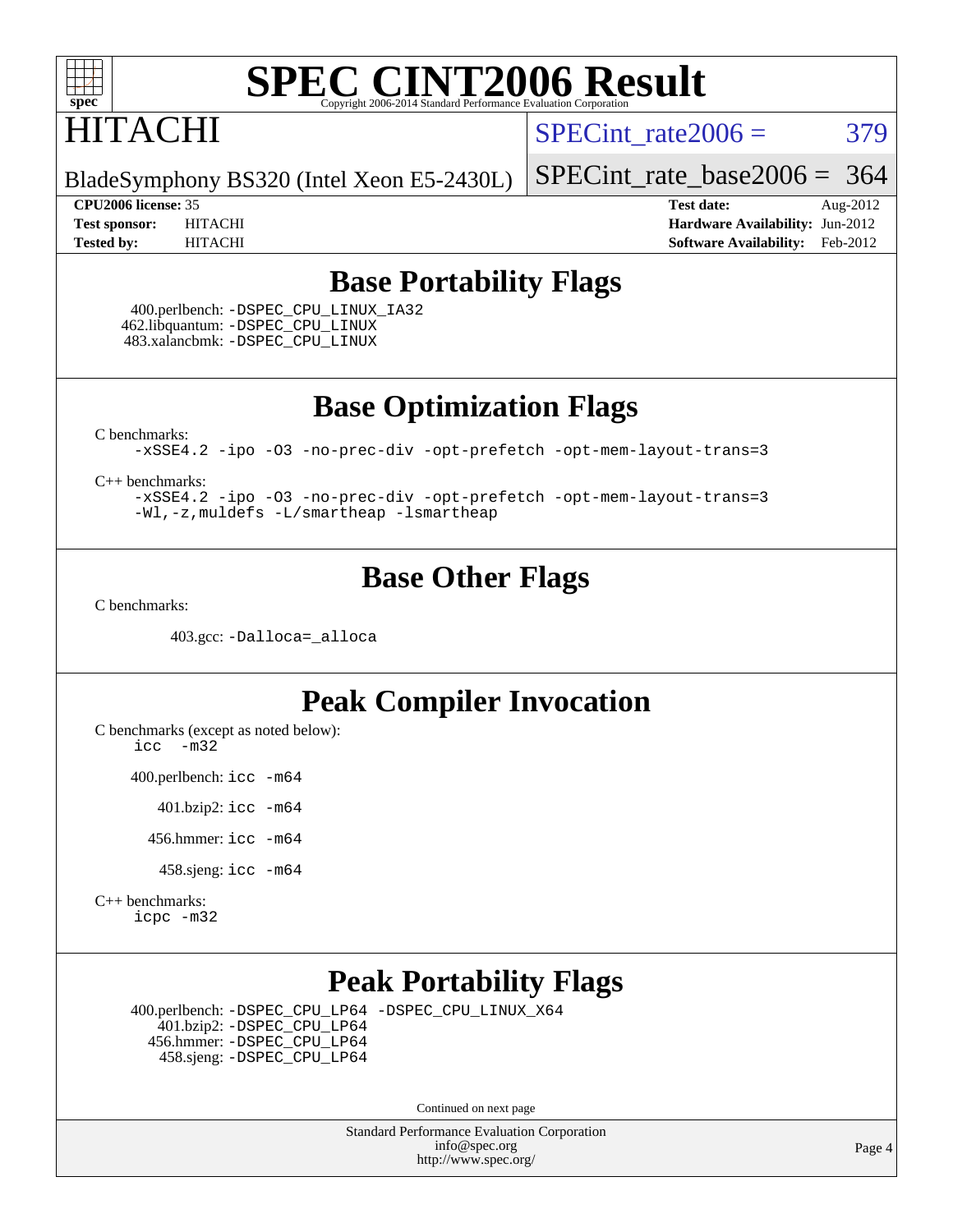# SPEC CINT2006 Result

Copyright 2006-2014 Standard Performance Evaluation Corporation

# HITACHI

BladeSymphony BS320 (Intel Xeon E5-2430L)

SPECint_rate2006 = 379

SPECint_rate_base2006 = 364

| | | | |
|---|---|---|---|
| **CPU2006 license:** 35 | | **Test date:** | Aug-2012 |
| **Test sponsor:** | HITACHI | **Hardware Availability:** | Jun-2012 |
| **Tested by:** | HITACHI | **Software Availability:** | Feb-2012 |

## Base Portability Flags

400.perlbench: `-DSPEC_CPU_LINUX_IA32`
462.libquantum: `-DSPEC_CPU_LINUX`
483.xalancbmk: `-DSPEC_CPU_LINUX`

## Base Optimization Flags

C benchmarks:

```
-xSSE4.2 -ipo -O3 -no-prec-div -opt-prefetch -opt-mem-layout-trans=3
```

C++ benchmarks:

```
-xSSE4.2 -ipo -O3 -no-prec-div -opt-prefetch -opt-mem-layout-trans=3
-Wl,-z,muldefs -L/smartheap -lsmartheap
```

## Base Other Flags

C benchmarks:

403.gcc: `-Dalloca=_alloca`

## Peak Compiler Invocation

C benchmarks (except as noted below):

```
icc  -m32
```

400.perlbench: `icc -m64`

401.bzip2: `icc -m64`

456.hmmer: `icc -m64`

458.sjeng: `icc -m64`

C++ benchmarks:

```
icpc -m32
```

## Peak Portability Flags

400.perlbench: `-DSPEC_CPU_LP64 -DSPEC_CPU_LINUX_X64`
401.bzip2: `-DSPEC_CPU_LP64`
456.hmmer: `-DSPEC_CPU_LP64`
458.sjeng: `-DSPEC_CPU_LP64`

Continued on next page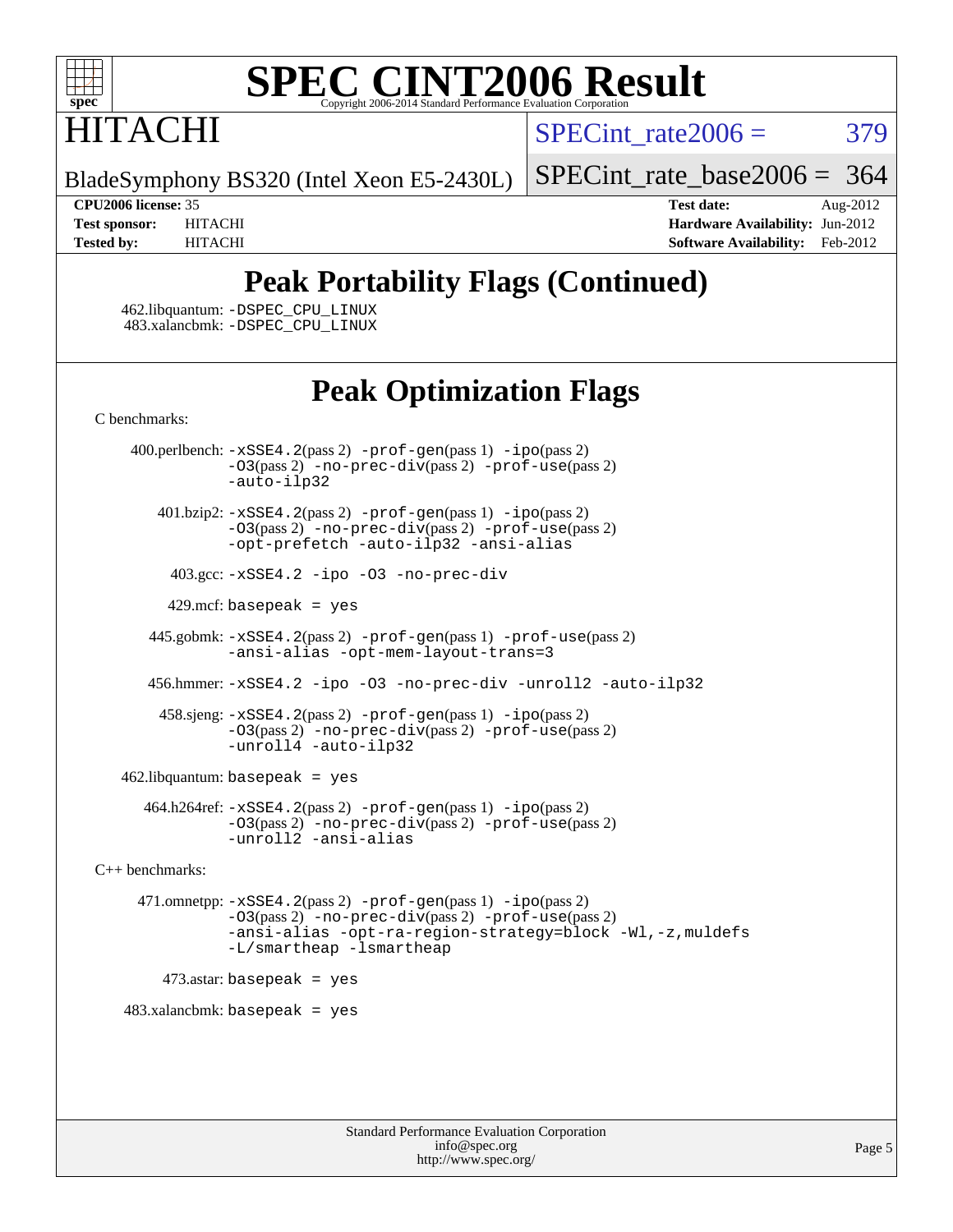# SPEC CINT2006 Result

Copyright 2006-2014 Standard Performance Evaluation Corporation

## HITACHI

BladeSymphony BS320 (Intel Xeon E5-2430L)

SPECint_rate2006 = 379

SPECint_rate_base2006 = 364

**CPU2006 license:** 35
**Test sponsor:** HITACHI
**Tested by:** HITACHI

**Test date:** Aug-2012
**Hardware Availability:** Jun-2012
**Software Availability:** Feb-2012

## Peak Portability Flags (Continued)

462.libquantum: -DSPEC_CPU_LINUX
483.xalancbmk: -DSPEC_CPU_LINUX

## Peak Optimization Flags

C benchmarks:

400.perlbench: -xSSE4.2(pass 2) -prof-gen(pass 1) -ipo(pass 2) -O3(pass 2) -no-prec-div(pass 2) -prof-use(pass 2) -auto-ilp32

401.bzip2: -xSSE4.2(pass 2) -prof-gen(pass 1) -ipo(pass 2) -O3(pass 2) -no-prec-div(pass 2) -prof-use(pass 2) -opt-prefetch -auto-ilp32 -ansi-alias

403.gcc: -xSSE4.2 -ipo -O3 -no-prec-div

429.mcf: basepeak = yes

445.gobmk: -xSSE4.2(pass 2) -prof-gen(pass 1) -prof-use(pass 2) -ansi-alias -opt-mem-layout-trans=3

456.hmmer: -xSSE4.2 -ipo -O3 -no-prec-div -unroll2 -auto-ilp32

458.sjeng: -xSSE4.2(pass 2) -prof-gen(pass 1) -ipo(pass 2) -O3(pass 2) -no-prec-div(pass 2) -prof-use(pass 2) -unroll4 -auto-ilp32

462.libquantum: basepeak = yes

464.h264ref: -xSSE4.2(pass 2) -prof-gen(pass 1) -ipo(pass 2) -O3(pass 2) -no-prec-div(pass 2) -prof-use(pass 2) -unroll2 -ansi-alias

C++ benchmarks:

471.omnetpp: -xSSE4.2(pass 2) -prof-gen(pass 1) -ipo(pass 2) -O3(pass 2) -no-prec-div(pass 2) -prof-use(pass 2) -ansi-alias -opt-ra-region-strategy=block -Wl,-z,muldefs -L/smartheap -lsmartheap

473.astar: basepeak = yes

483.xalancbmk: basepeak = yes

Standard Performance Evaluation Corporation
info@spec.org
http://www.spec.org/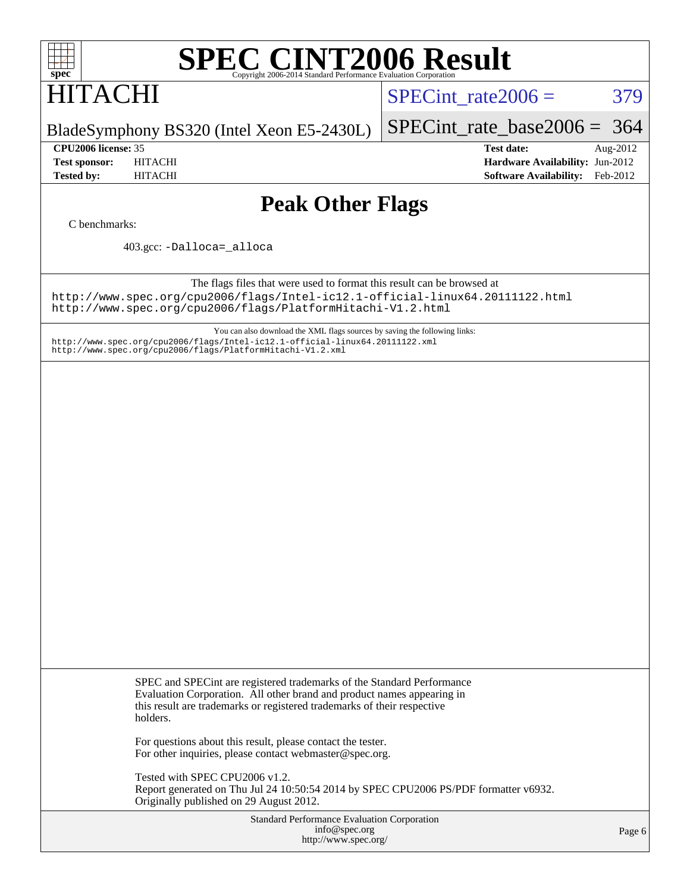# Peak Other Flags

C benchmarks:

403.gcc: -Dalloca=_alloca

The flags files that were used to format this result can be browsed at
http://www.spec.org/cpu2006/flags/Intel-ic12.1-official-linux64.20111122.html
http://www.spec.org/cpu2006/flags/PlatformHitachi-V1.2.html

You can also download the XML flags sources by saving the following links:
http://www.spec.org/cpu2006/flags/Intel-ic12.1-official-linux64.20111122.xml
http://www.spec.org/cpu2006/flags/PlatformHitachi-V1.2.xml

SPEC and SPECint are registered trademarks of the Standard Performance Evaluation Corporation. All other brand and product names appearing in this result are trademarks or registered trademarks of their respective holders.

For questions about this result, please contact the tester.
For other inquiries, please contact webmaster@spec.org.

Tested with SPEC CPU2006 v1.2.
Report generated on Thu Jul 24 10:50:54 2014 by SPEC CPU2006 PS/PDF formatter v6932.
Originally published on 29 August 2012.